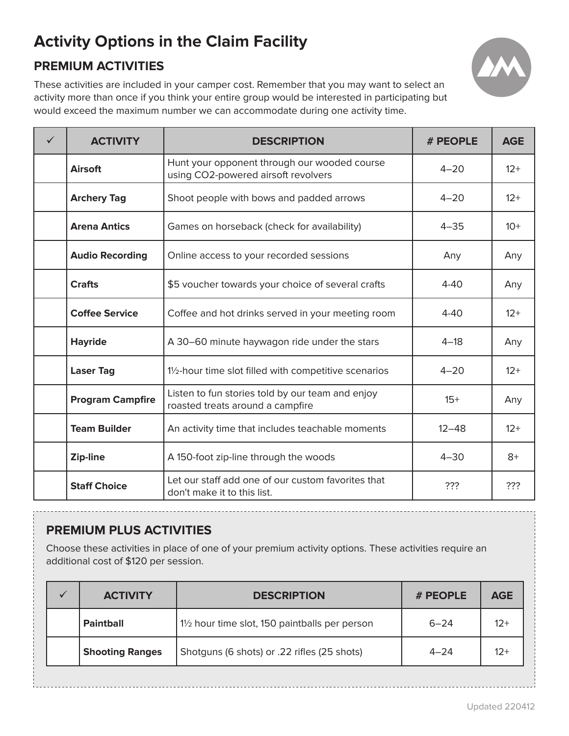# Activity Options in the Claim Facility

## PREMIUM ACTIVITIES

These activities are included in your camper cost. Remember that you may want to select an activity more than once if you think your entire group would be interested in participating but would exceed the maximum number we can accommodate during one activity time.

| ✓ | ACTIVITY | DESCRIPTION | # PEOPLE | AGE |
|---|---|---|---|---|
| | **Airsoft** | Hunt your opponent through our wooded course using $CO_2$-powered airsoft revolvers | 4–20 | 12+ |
| | **Archery Tag** | Shoot people with bows and padded arrows | 4–20 | 12+ |
| | **Arena Antics** | Games on horseback (check for availability) | 4–35 | 10+ |
| | **Audio Recording** | Online access to your recorded sessions | Any | Any |
| | **Crafts** | $5 voucher towards your choice of several crafts | 4-40 | Any |
| | **Coffee Service** | Coffee and hot drinks served in your meeting room | 4-40 | 12+ |
| | **Hayride** | A 30–60 minute haywagon ride under the stars | 4–18 | Any |
| | **Laser Tag** | 1½-hour time slot filled with competitive scenarios | 4–20 | 12+ |
| | **Program Campfire** | Listen to fun stories told by our team and enjoy roasted treats around a campfire | 15+ | Any |
| | **Team Builder** | An activity time that includes teachable moments | 12–48 | 12+ |
| | **Zip-line** | A 150-foot zip-line through the woods | 4–30 | 8+ |
| | **Staff Choice** | Let our staff add one of our custom favorites that don't make it to this list. | ??? | ??? |

## PREMIUM PLUS ACTIVITIES

Choose these activities in place of one of your premium activity options. These activities require an additional cost of $120 per session.

| ✓ | ACTIVITY | DESCRIPTION | # PEOPLE | AGE |
|---|---|---|---|---|
| | **Paintball** | 1½ hour time slot, 150 paintballs per person | 6–24 | 12+ |
| | **Shooting Ranges** | Shotguns (6 shots) or .22 rifles (25 shots) | 4–24 | 12+ |

Updated 220412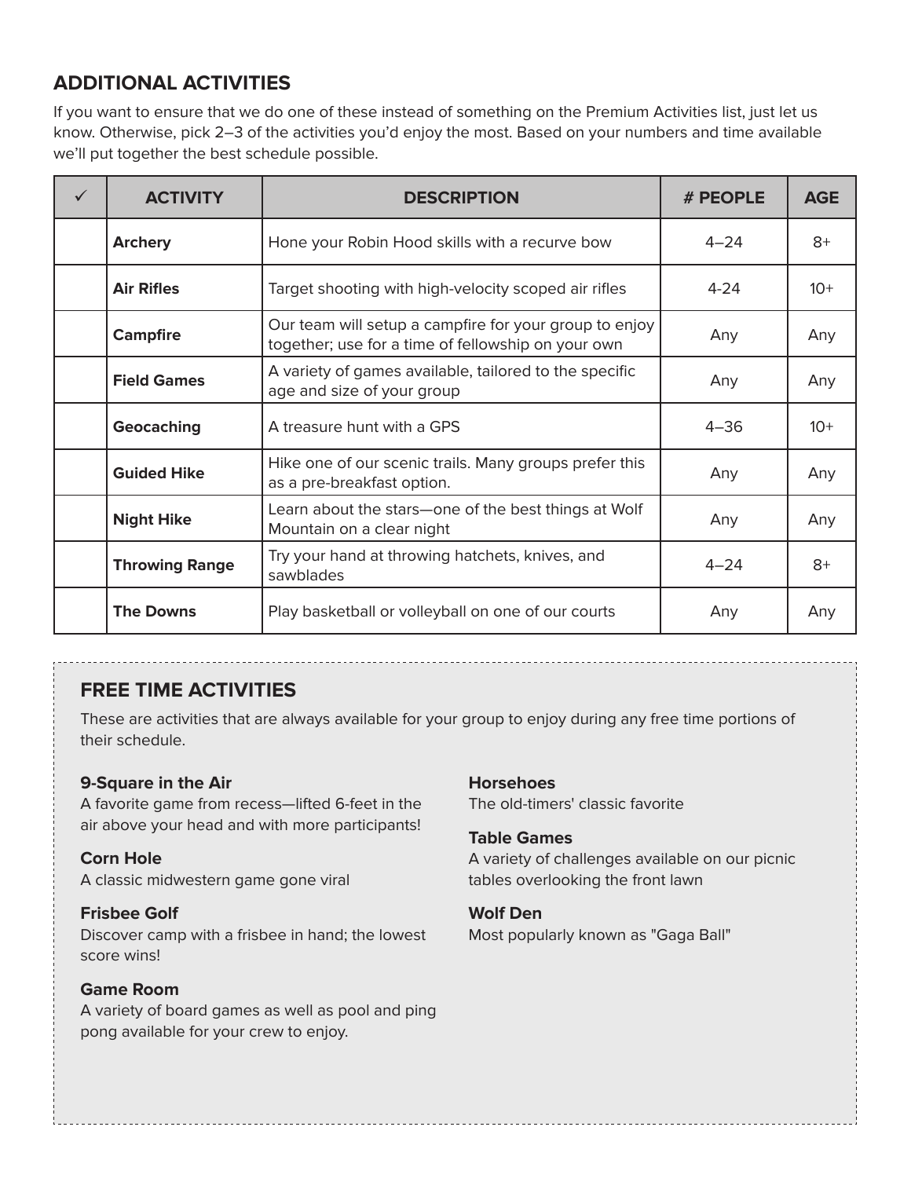## ADDITIONAL ACTIVITIES

If you want to ensure that we do one of these instead of something on the Premium Activities list, just let us know. Otherwise, pick 2–3 of the activities you'd enjoy the most. Based on your numbers and time available we'll put together the best schedule possible.

| ✓ | ACTIVITY | DESCRIPTION | # PEOPLE | AGE |
|---|---|---|---|---|
| | **Archery** | Hone your Robin Hood skills with a recurve bow | 4–24 | 8+ |
| | **Air Rifles** | Target shooting with high-velocity scoped air rifles | 4-24 | 10+ |
| | **Campfire** | Our team will setup a campfire for your group to enjoy together; use for a time of fellowship on your own | Any | Any |
| | **Field Games** | A variety of games available, tailored to the specific age and size of your group | Any | Any |
| | **Geocaching** | A treasure hunt with a GPS | 4–36 | 10+ |
| | **Guided Hike** | Hike one of our scenic trails. Many groups prefer this as a pre-breakfast option. | Any | Any |
| | **Night Hike** | Learn about the stars—one of the best things at Wolf Mountain on a clear night | Any | Any |
| | **Throwing Range** | Try your hand at throwing hatchets, knives, and sawblades | 4–24 | 8+ |
| | **The Downs** | Play basketball or volleyball on one of our courts | Any | Any |

## FREE TIME ACTIVITIES

These are activities that are always available for your group to enjoy during any free time portions of their schedule.

**9-Square in the Air**
A favorite game from recess—lifted 6-feet in the air above your head and with more participants!

**Corn Hole**
A classic midwestern game gone viral

**Frisbee Golf**
Discover camp with a frisbee in hand; the lowest score wins!

**Game Room**
A variety of board games as well as pool and ping pong available for your crew to enjoy.

**Horsehoes**
The old-timers' classic favorite

**Table Games**
A variety of challenges available on our picnic tables overlooking the front lawn

**Wolf Den**
Most popularly known as "Gaga Ball"